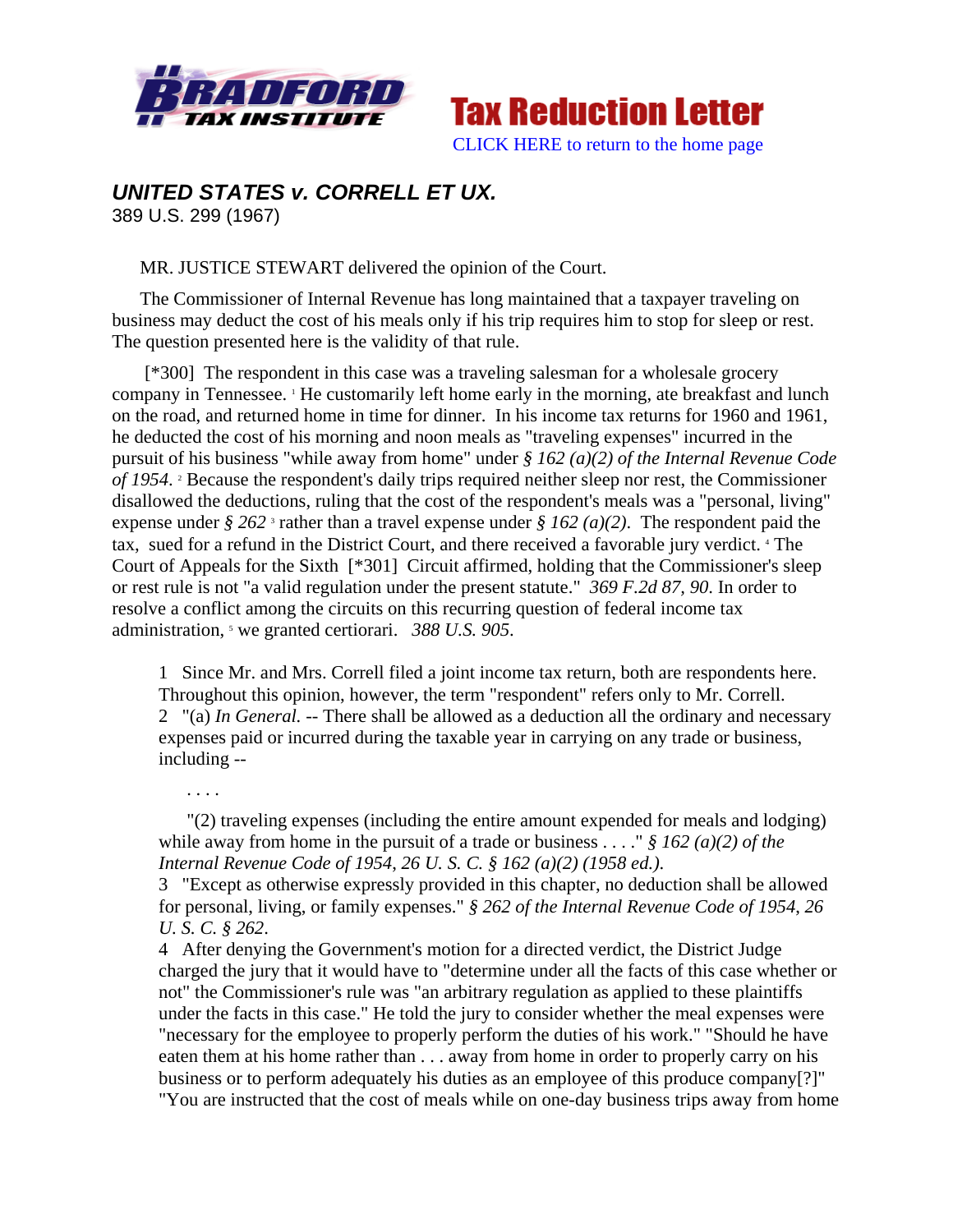# UNITED STATES v. CORRELL ET UX.

389 U.S. 299 (1967)

MR. JUSTICE STEWART delivered the opinion of the Court.

The Commissioner of Internal Revenue has long maintained that a taxpayer traveling on business may deduct the cost of his meals only if his trip requires him to stop for sleep or rest. The question presented here is the validity of that rule.

[*300] The respondent in this case was a traveling salesman for a wholesale grocery company in Tennessee. [1] He customarily left home early in the morning, ate breakfast and lunch on the road, and returned home in time for dinner. In his income tax returns for 1960 and 1961, he deducted the cost of his morning and noon meals as "traveling expenses" incurred in the pursuit of his business "while away from home" under *§ 162 (a)(2) of the Internal Revenue Code of 1954*. [2] Because the respondent's daily trips required neither sleep nor rest, the Commissioner disallowed the deductions, ruling that the cost of the respondent's meals was a "personal, living" expense under *§ 262* [3] rather than a travel expense under *§ 162 (a)(2)*. The respondent paid the tax, sued for a refund in the District Court, and there received a favorable jury verdict. [4] The Court of Appeals for the Sixth [*301] Circuit affirmed, holding that the Commissioner's sleep or rest rule is not "a valid regulation under the present statute." *369 F.2d 87, 90*. In order to resolve a conflict among the circuits on this recurring question of federal income tax administration, [5] we granted certiorari. *388 U.S. 905*.

1 Since Mr. and Mrs. Correll filed a joint income tax return, both are respondents here. Throughout this opinion, however, the term "respondent" refers only to Mr. Correll.

2 "(a) *In General.* -- There shall be allowed as a deduction all the ordinary and necessary expenses paid or incurred during the taxable year in carrying on any trade or business, including --

. . . .

"(2) traveling expenses (including the entire amount expended for meals and lodging) while away from home in the pursuit of a trade or business . . . ." *§ 162 (a)(2) of the Internal Revenue Code of 1954, 26 U. S. C. § 162 (a)(2) (1958 ed.).*

3 "Except as otherwise expressly provided in this chapter, no deduction shall be allowed for personal, living, or family expenses." *§ 262 of the Internal Revenue Code of 1954, 26 U. S. C. § 262*.

4 After denying the Government's motion for a directed verdict, the District Judge charged the jury that it would have to "determine under all the facts of this case whether or not" the Commissioner's rule was "an arbitrary regulation as applied to these plaintiffs under the facts in this case." He told the jury to consider whether the meal expenses were "necessary for the employee to properly perform the duties of his work." "Should he have eaten them at his home rather than . . . away from home in order to properly carry on his business or to perform adequately his duties as an employee of this produce company[?]" "You are instructed that the cost of meals while on one-day business trips away from home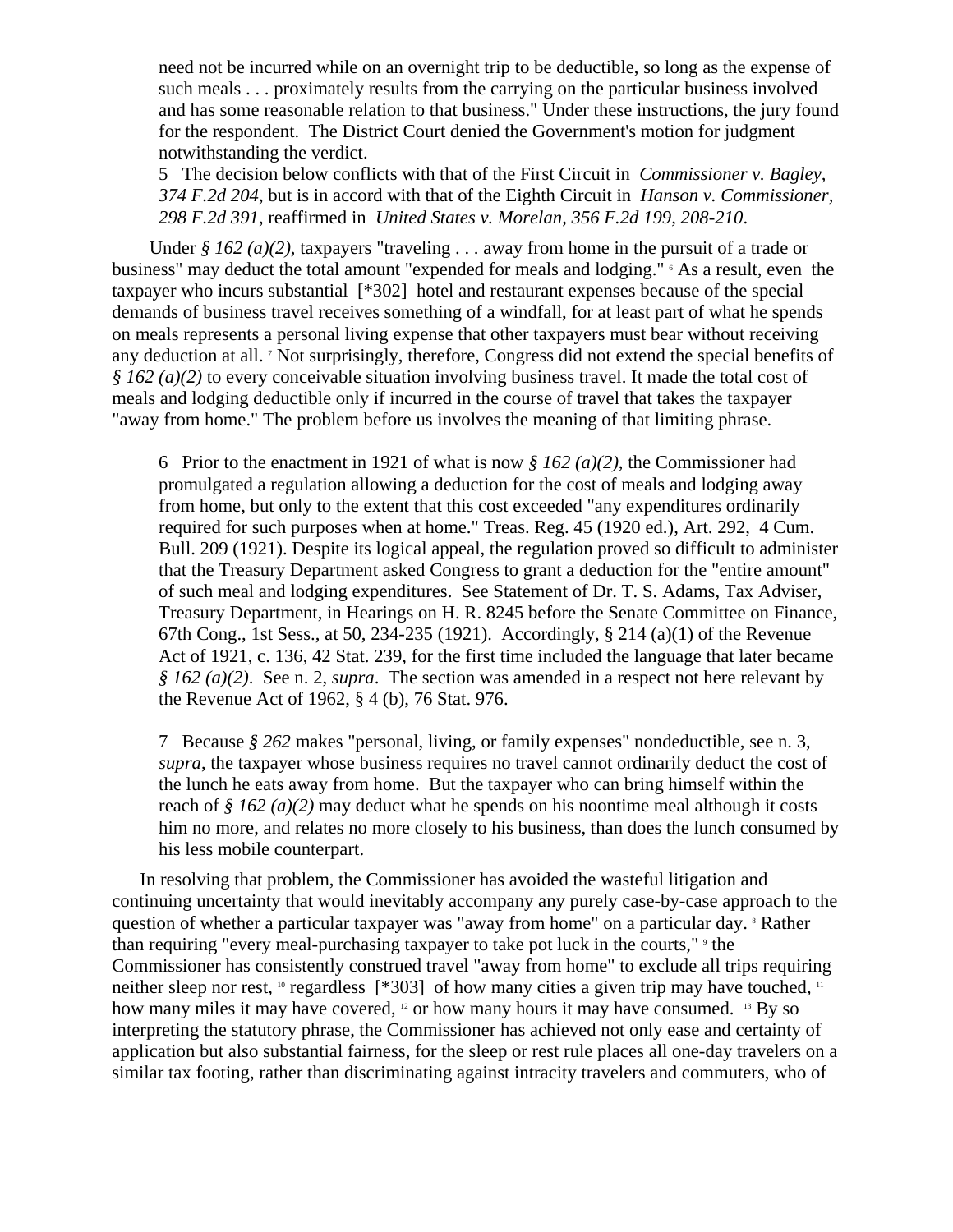need not be incurred while on an overnight trip to be deductible, so long as the expense of such meals . . . proximately results from the carrying on the particular business involved and has some reasonable relation to that business." Under these instructions, the jury found for the respondent. The District Court denied the Government's motion for judgment notwithstanding the verdict.

5 The decision below conflicts with that of the First Circuit in *Commissioner v. Bagley, 374 F.2d 204*, but is in accord with that of the Eighth Circuit in *Hanson v. Commissioner, 298 F.2d 391*, reaffirmed in *United States v. Morelan, 356 F.2d 199, 208-210*.

Under *§ 162 (a)(2)*, taxpayers "traveling . . . away from home in the pursuit of a trade or business" may deduct the total amount "expended for meals and lodging." [6] As a result, even the taxpayer who incurs substantial [*302] hotel and restaurant expenses because of the special demands of business travel receives something of a windfall, for at least part of what he spends on meals represents a personal living expense that other taxpayers must bear without receiving any deduction at all. [7] Not surprisingly, therefore, Congress did not extend the special benefits of *§ 162 (a)(2)* to every conceivable situation involving business travel. It made the total cost of meals and lodging deductible only if incurred in the course of travel that takes the taxpayer "away from home." The problem before us involves the meaning of that limiting phrase.

6 Prior to the enactment in 1921 of what is now *§ 162 (a)(2)*, the Commissioner had promulgated a regulation allowing a deduction for the cost of meals and lodging away from home, but only to the extent that this cost exceeded "any expenditures ordinarily required for such purposes when at home." Treas. Reg. 45 (1920 ed.), Art. 292, 4 Cum. Bull. 209 (1921). Despite its logical appeal, the regulation proved so difficult to administer that the Treasury Department asked Congress to grant a deduction for the "entire amount" of such meal and lodging expenditures. See Statement of Dr. T. S. Adams, Tax Adviser, Treasury Department, in Hearings on H. R. 8245 before the Senate Committee on Finance, 67th Cong., 1st Sess., at 50, 234-235 (1921). Accordingly, § 214 (a)(1) of the Revenue Act of 1921, c. 136, 42 Stat. 239, for the first time included the language that later became *§ 162 (a)(2)*. See n. 2, *supra*. The section was amended in a respect not here relevant by the Revenue Act of 1962, § 4 (b), 76 Stat. 976.

7 Because *§ 262* makes "personal, living, or family expenses" nondeductible, see n. 3, *supra*, the taxpayer whose business requires no travel cannot ordinarily deduct the cost of the lunch he eats away from home. But the taxpayer who can bring himself within the reach of *§ 162 (a)(2)* may deduct what he spends on his noontime meal although it costs him no more, and relates no more closely to his business, than does the lunch consumed by his less mobile counterpart.

In resolving that problem, the Commissioner has avoided the wasteful litigation and continuing uncertainty that would inevitably accompany any purely case-by-case approach to the question of whether a particular taxpayer was "away from home" on a particular day. [8] Rather than requiring "every meal-purchasing taxpayer to take pot luck in the courts," [9] the Commissioner has consistently construed travel "away from home" to exclude all trips requiring neither sleep nor rest, [10] regardless [*303] of how many cities a given trip may have touched, [11] how many miles it may have covered, [12] or how many hours it may have consumed. [13] By so interpreting the statutory phrase, the Commissioner has achieved not only ease and certainty of application but also substantial fairness, for the sleep or rest rule places all one-day travelers on a similar tax footing, rather than discriminating against intracity travelers and commuters, who of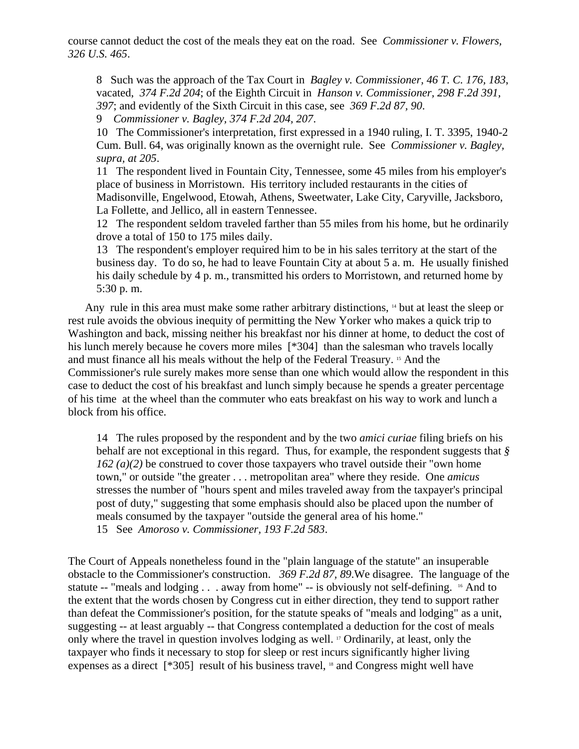course cannot deduct the cost of the meals they eat on the road. See *Commissioner v. Flowers, 326 U.S. 465*.

8 Such was the approach of the Tax Court in *Bagley v. Commissioner, 46 T. C. 176, 183*, vacated, *374 F.2d 204*; of the Eighth Circuit in *Hanson v. Commissioner, 298 F.2d 391, 397*; and evidently of the Sixth Circuit in this case, see *369 F.2d 87, 90*.

9 *Commissioner v. Bagley, 374 F.2d 204, 207*.

10 The Commissioner's interpretation, first expressed in a 1940 ruling, I. T. 3395, 1940-2 Cum. Bull. 64, was originally known as the overnight rule. See *Commissioner v. Bagley, supra, at 205*.

11 The respondent lived in Fountain City, Tennessee, some 45 miles from his employer's place of business in Morristown. His territory included restaurants in the cities of Madisonville, Engelwood, Etowah, Athens, Sweetwater, Lake City, Caryville, Jacksboro, La Follette, and Jellico, all in eastern Tennessee.

12 The respondent seldom traveled farther than 55 miles from his home, but he ordinarily drove a total of 150 to 175 miles daily.

13 The respondent's employer required him to be in his sales territory at the start of the business day. To do so, he had to leave Fountain City at about 5 a. m. He usually finished his daily schedule by 4 p. m., transmitted his orders to Morristown, and returned home by 5:30 p. m.

Any rule in this area must make some rather arbitrary distinctions, [14] but at least the sleep or rest rule avoids the obvious inequity of permitting the New Yorker who makes a quick trip to Washington and back, missing neither his breakfast nor his dinner at home, to deduct the cost of his lunch merely because he covers more miles [*304] than the salesman who travels locally and must finance all his meals without the help of the Federal Treasury. [15] And the Commissioner's rule surely makes more sense than one which would allow the respondent in this case to deduct the cost of his breakfast and lunch simply because he spends a greater percentage of his time at the wheel than the commuter who eats breakfast on his way to work and lunch a block from his office.

14 The rules proposed by the respondent and by the two *amici curiae* filing briefs on his behalf are not exceptional in this regard. Thus, for example, the respondent suggests that *§ 162 (a)(2)* be construed to cover those taxpayers who travel outside their "own home town," or outside "the greater . . . metropolitan area" where they reside. One *amicus* stresses the number of "hours spent and miles traveled away from the taxpayer's principal post of duty," suggesting that some emphasis should also be placed upon the number of meals consumed by the taxpayer "outside the general area of his home."

15 See *Amoroso v. Commissioner, 193 F.2d 583*.

The Court of Appeals nonetheless found in the "plain language of the statute" an insuperable obstacle to the Commissioner's construction. *369 F.2d 87, 89.* We disagree. The language of the statute -- "meals and lodging . . . away from home" -- is obviously not self-defining. [16] And to the extent that the words chosen by Congress cut in either direction, they tend to support rather than defeat the Commissioner's position, for the statute speaks of "meals and lodging" as a unit, suggesting -- at least arguably -- that Congress contemplated a deduction for the cost of meals only where the travel in question involves lodging as well. [17] Ordinarily, at least, only the taxpayer who finds it necessary to stop for sleep or rest incurs significantly higher living expenses as a direct [*305] result of his business travel, [18] and Congress might well have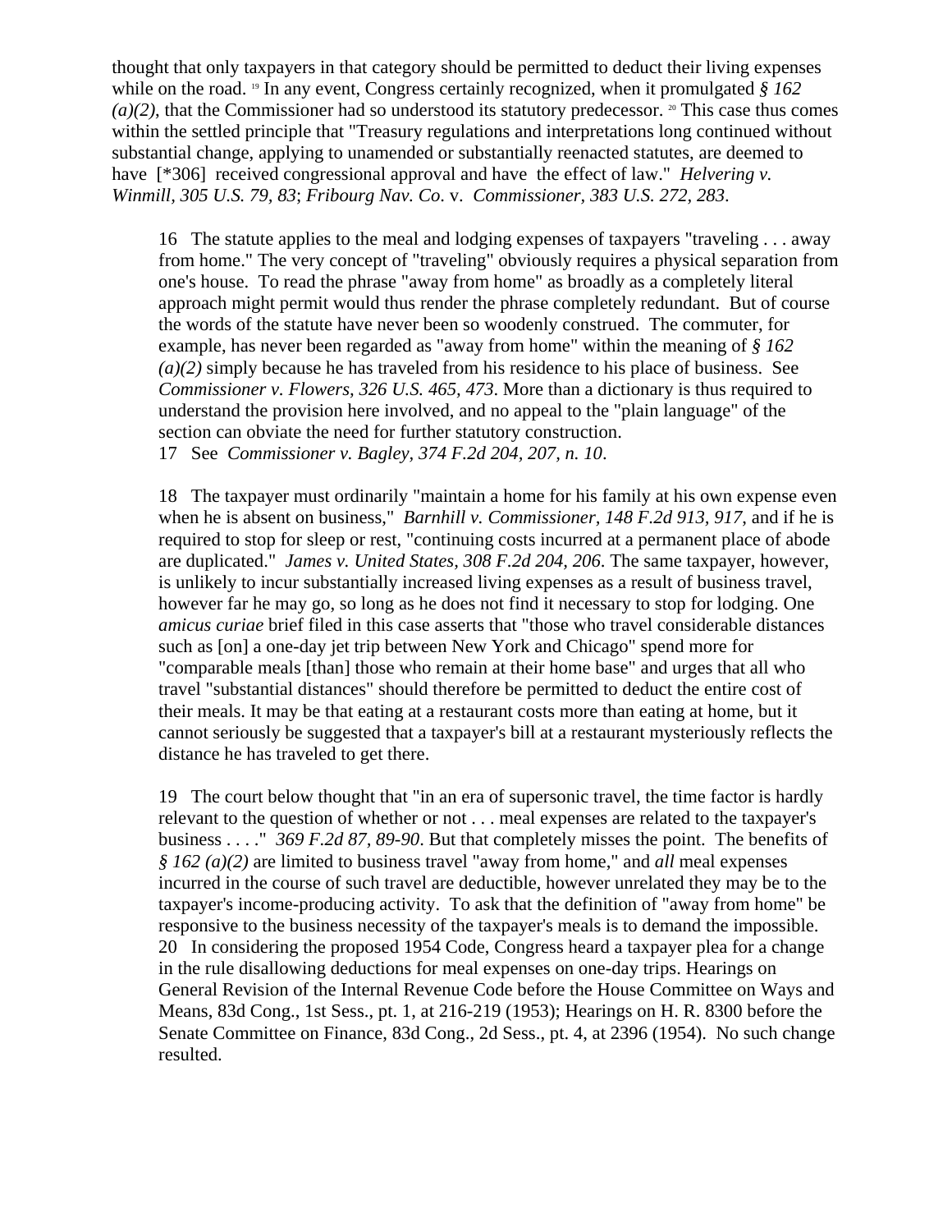thought that only taxpayers in that category should be permitted to deduct their living expenses while on the road. [19] In any event, Congress certainly recognized, when it promulgated *§ 162 (a)(2)*, that the Commissioner had so understood its statutory predecessor. [20] This case thus comes within the settled principle that "Treasury regulations and interpretations long continued without substantial change, applying to unamended or substantially reenacted statutes, are deemed to have [*306] received congressional approval and have the effect of law." *Helvering v. Winmill, 305 U.S. 79, 83*; *Fribourg Nav. Co*. v. *Commissioner, 383 U.S. 272, 283*.

16 The statute applies to the meal and lodging expenses of taxpayers "traveling . . . away from home." The very concept of "traveling" obviously requires a physical separation from one's house. To read the phrase "away from home" as broadly as a completely literal approach might permit would thus render the phrase completely redundant. But of course the words of the statute have never been so woodenly construed. The commuter, for example, has never been regarded as "away from home" within the meaning of *§ 162 (a)(2)* simply because he has traveled from his residence to his place of business. See *Commissioner v. Flowers, 326 U.S. 465, 473*. More than a dictionary is thus required to understand the provision here involved, and no appeal to the "plain language" of the section can obviate the need for further statutory construction.

17 See *Commissioner v. Bagley, 374 F.2d 204, 207, n. 10*.

18 The taxpayer must ordinarily "maintain a home for his family at his own expense even when he is absent on business," *Barnhill v. Commissioner, 148 F.2d 913, 917*, and if he is required to stop for sleep or rest, "continuing costs incurred at a permanent place of abode are duplicated." *James v. United States, 308 F.2d 204, 206*. The same taxpayer, however, is unlikely to incur substantially increased living expenses as a result of business travel, however far he may go, so long as he does not find it necessary to stop for lodging. One *amicus curiae* brief filed in this case asserts that "those who travel considerable distances such as [on] a one-day jet trip between New York and Chicago" spend more for "comparable meals [than] those who remain at their home base" and urges that all who travel "substantial distances" should therefore be permitted to deduct the entire cost of their meals. It may be that eating at a restaurant costs more than eating at home, but it cannot seriously be suggested that a taxpayer's bill at a restaurant mysteriously reflects the distance he has traveled to get there.

19 The court below thought that "in an era of supersonic travel, the time factor is hardly relevant to the question of whether or not . . . meal expenses are related to the taxpayer's business . . . ." *369 F.2d 87, 89-90*. But that completely misses the point. The benefits of *§ 162 (a)(2)* are limited to business travel "away from home," and *all* meal expenses incurred in the course of such travel are deductible, however unrelated they may be to the taxpayer's income-producing activity. To ask that the definition of "away from home" be responsive to the business necessity of the taxpayer's meals is to demand the impossible.

20 In considering the proposed 1954 Code, Congress heard a taxpayer plea for a change in the rule disallowing deductions for meal expenses on one-day trips. Hearings on General Revision of the Internal Revenue Code before the House Committee on Ways and Means, 83d Cong., 1st Sess., pt. 1, at 216-219 (1953); Hearings on H. R. 8300 before the Senate Committee on Finance, 83d Cong., 2d Sess., pt. 4, at 2396 (1954). No such change resulted.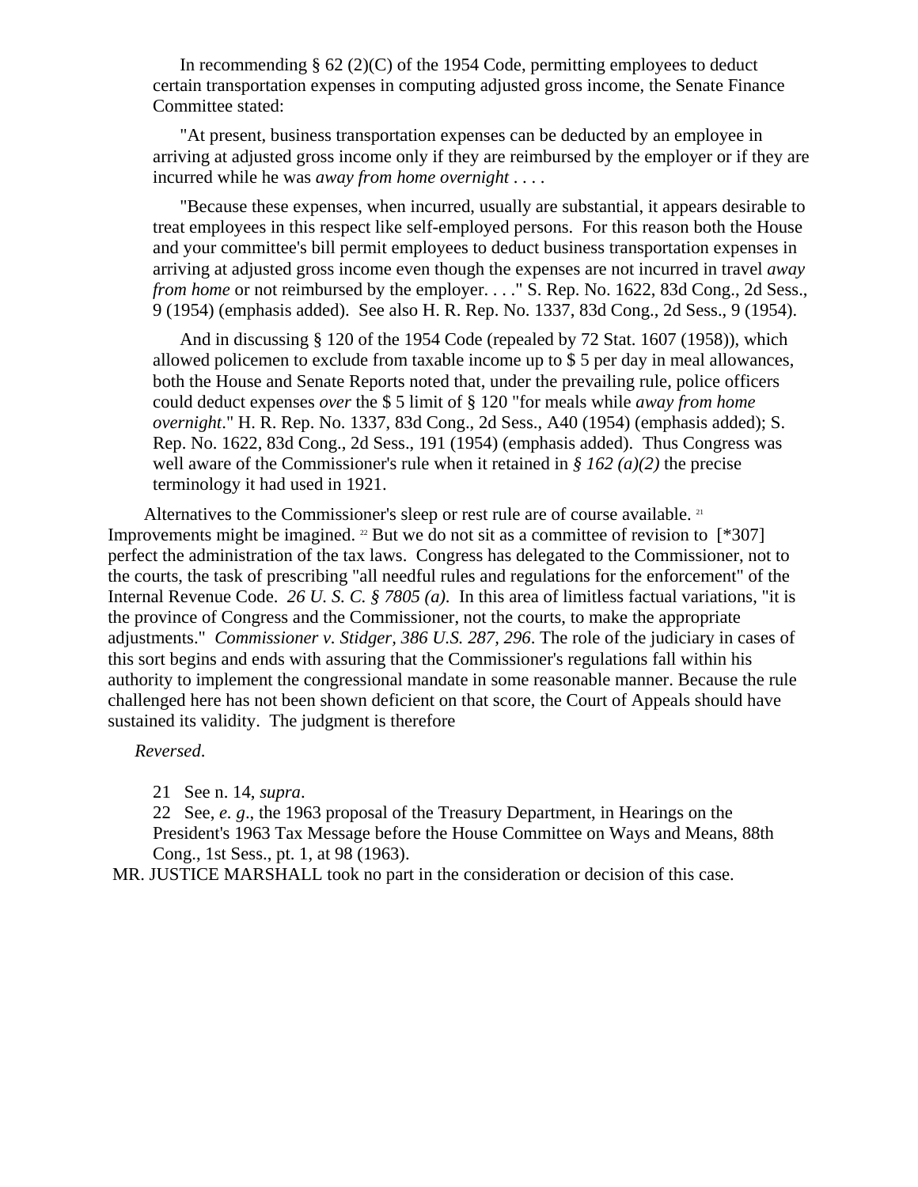In recommending § 62 (2)(C) of the 1954 Code, permitting employees to deduct certain transportation expenses in computing adjusted gross income, the Senate Finance Committee stated:

"At present, business transportation expenses can be deducted by an employee in arriving at adjusted gross income only if they are reimbursed by the employer or if they are incurred while he was *away from home overnight* . . . .

"Because these expenses, when incurred, usually are substantial, it appears desirable to treat employees in this respect like self-employed persons. For this reason both the House and your committee's bill permit employees to deduct business transportation expenses in arriving at adjusted gross income even though the expenses are not incurred in travel *away from home* or not reimbursed by the employer. . . ." S. Rep. No. 1622, 83d Cong., 2d Sess., 9 (1954) (emphasis added). See also H. R. Rep. No. 1337, 83d Cong., 2d Sess., 9 (1954).

And in discussing § 120 of the 1954 Code (repealed by 72 Stat. 1607 (1958)), which allowed policemen to exclude from taxable income up to $ 5 per day in meal allowances, both the House and Senate Reports noted that, under the prevailing rule, police officers could deduct expenses *over* the $ 5 limit of § 120 "for meals while *away from home overnight*." H. R. Rep. No. 1337, 83d Cong., 2d Sess., A40 (1954) (emphasis added); S. Rep. No. 1622, 83d Cong., 2d Sess., 191 (1954) (emphasis added). Thus Congress was well aware of the Commissioner's rule when it retained in *§ 162 (a)(2)* the precise terminology it had used in 1921.

Alternatives to the Commissioner's sleep or rest rule are of course available. [21] Improvements might be imagined. [22] But we do not sit as a committee of revision to [*307] perfect the administration of the tax laws. Congress has delegated to the Commissioner, not to the courts, the task of prescribing "all needful rules and regulations for the enforcement" of the Internal Revenue Code. *26 U. S. C. § 7805 (a)*. In this area of limitless factual variations, "it is the province of Congress and the Commissioner, not the courts, to make the appropriate adjustments." *Commissioner v. Stidger, 386 U.S. 287, 296*. The role of the judiciary in cases of this sort begins and ends with assuring that the Commissioner's regulations fall within his authority to implement the congressional mandate in some reasonable manner. Because the rule challenged here has not been shown deficient on that score, the Court of Appeals should have sustained its validity. The judgment is therefore

*Reversed*.

21 See n. 14, *supra*.

22 See, *e. g*., the 1963 proposal of the Treasury Department, in Hearings on the President's 1963 Tax Message before the House Committee on Ways and Means, 88th Cong., 1st Sess., pt. 1, at 98 (1963).

MR. JUSTICE MARSHALL took no part in the consideration or decision of this case.